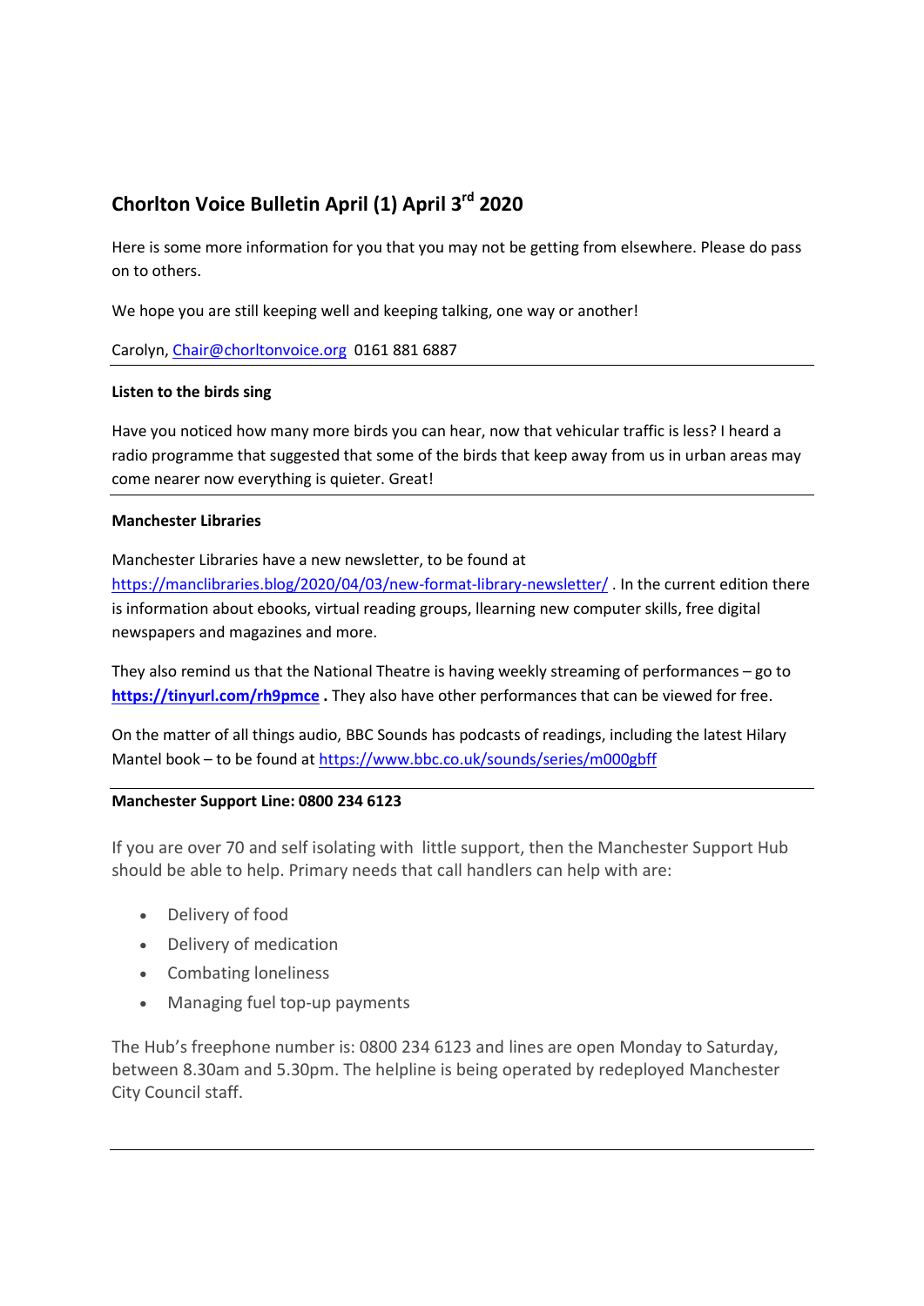## Chorlton Voice Bulletin April (1) April 3rd 2020

Here is some more information for you that you may not be getting from elsewhere. Please do pass on to others.

We hope you are still keeping well and keeping talking, one way or another!

Carolyn, Chair@chorltonvoice.org 0161 881 6887

---

**Listen to the birds sing**

Have you noticed how many more birds you can hear, now that vehicular traffic is less? I heard a radio programme that suggested that some of the birds that keep away from us in urban areas may come nearer now everything is quieter. Great!

---

**Manchester Libraries**

Manchester Libraries have a new newsletter, to be found at https://manclibraries.blog/2020/04/03/new-format-library-newsletter/ . In the current edition there is information about ebooks, virtual reading groups, llearning new computer skills, free digital newspapers and magazines and more.

They also remind us that the National Theatre is having weekly streaming of performances – go to **https://tinyurl.com/rh9pmce .** They also have other performances that can be viewed for free.

On the matter of all things audio, BBC Sounds has podcasts of readings, including the latest Hilary Mantel book – to be found at https://www.bbc.co.uk/sounds/series/m000gbff

---

**Manchester Support Line: 0800 234 6123**

If you are over 70 and self isolating with little support, then the Manchester Support Hub should be able to help. Primary needs that call handlers can help with are:

- Delivery of food
- Delivery of medication
- Combating loneliness
- Managing fuel top-up payments

The Hub's freephone number is: 0800 234 6123 and lines are open Monday to Saturday, between 8.30am and 5.30pm. The helpline is being operated by redeployed Manchester City Council staff.

---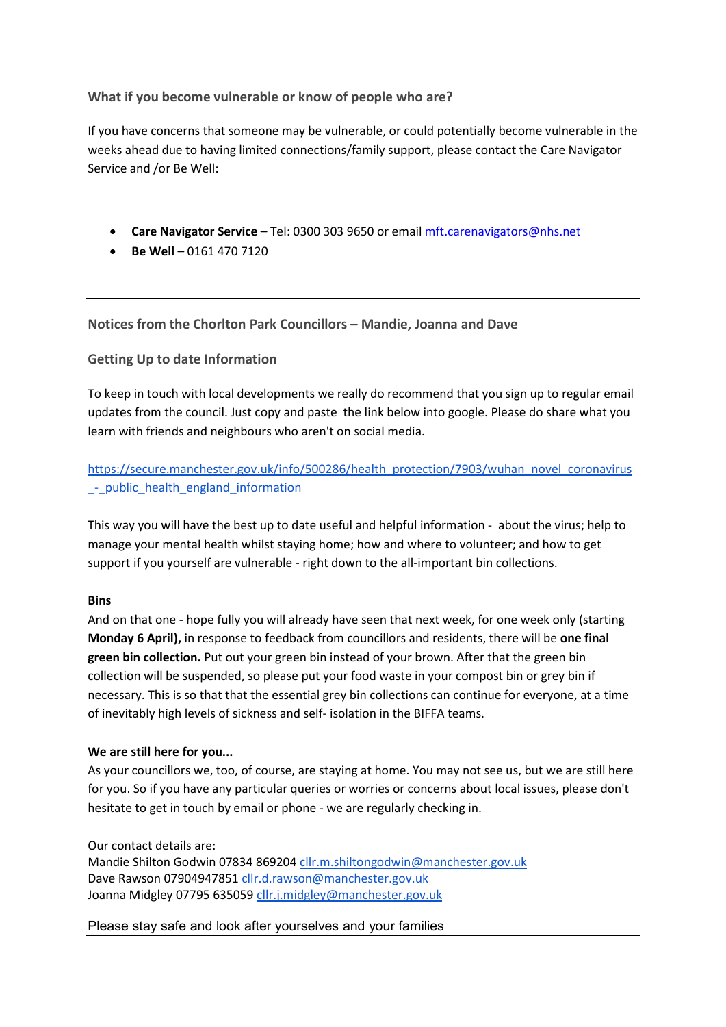## What if you become vulnerable or know of people who are?

If you have concerns that someone may be vulnerable, or could potentially become vulnerable in the weeks ahead due to having limited connections/family support, please contact the Care Navigator Service and /or Be Well:

- **Care Navigator Service** – Tel: 0300 303 9650 or email mft.carenavigators@nhs.net
- **Be Well** – 0161 470 7120

---

## Notices from the Chorlton Park Councillors – Mandie, Joanna and Dave

### Getting Up to date Information

To keep in touch with local developments we really do recommend that you sign up to regular email updates from the council. Just copy and paste the link below into google. Please do share what you learn with friends and neighbours who aren't on social media.

https://secure.manchester.gov.uk/info/500286/health_protection/7903/wuhan_novel_coronavirus_-_public_health_england_information

This way you will have the best up to date useful and helpful information - about the virus; help to manage your mental health whilst staying home; how and where to volunteer; and how to get support if you yourself are vulnerable - right down to the all-important bin collections.

**Bins**

And on that one - hope fully you will already have seen that next week, for one week only (starting **Monday 6 April),** in response to feedback from councillors and residents, there will be **one final green bin collection.** Put out your green bin instead of your brown. After that the green bin collection will be suspended, so please put your food waste in your compost bin or grey bin if necessary. This is so that that the essential grey bin collections can continue for everyone, at a time of inevitably high levels of sickness and self- isolation in the BIFFA teams.

**We are still here for you...**

As your councillors we, too, of course, are staying at home. You may not see us, but we are still here for you. So if you have any particular queries or worries or concerns about local issues, please don't hesitate to get in touch by email or phone - we are regularly checking in.

Our contact details are:
Mandie Shilton Godwin 07834 869204 cllr.m.shiltongodwin@manchester.gov.uk
Dave Rawson 07904947851 cllr.d.rawson@manchester.gov.uk
Joanna Midgley 07795 635059 cllr.j.midgley@manchester.gov.uk

Please stay safe and look after yourselves and your families

---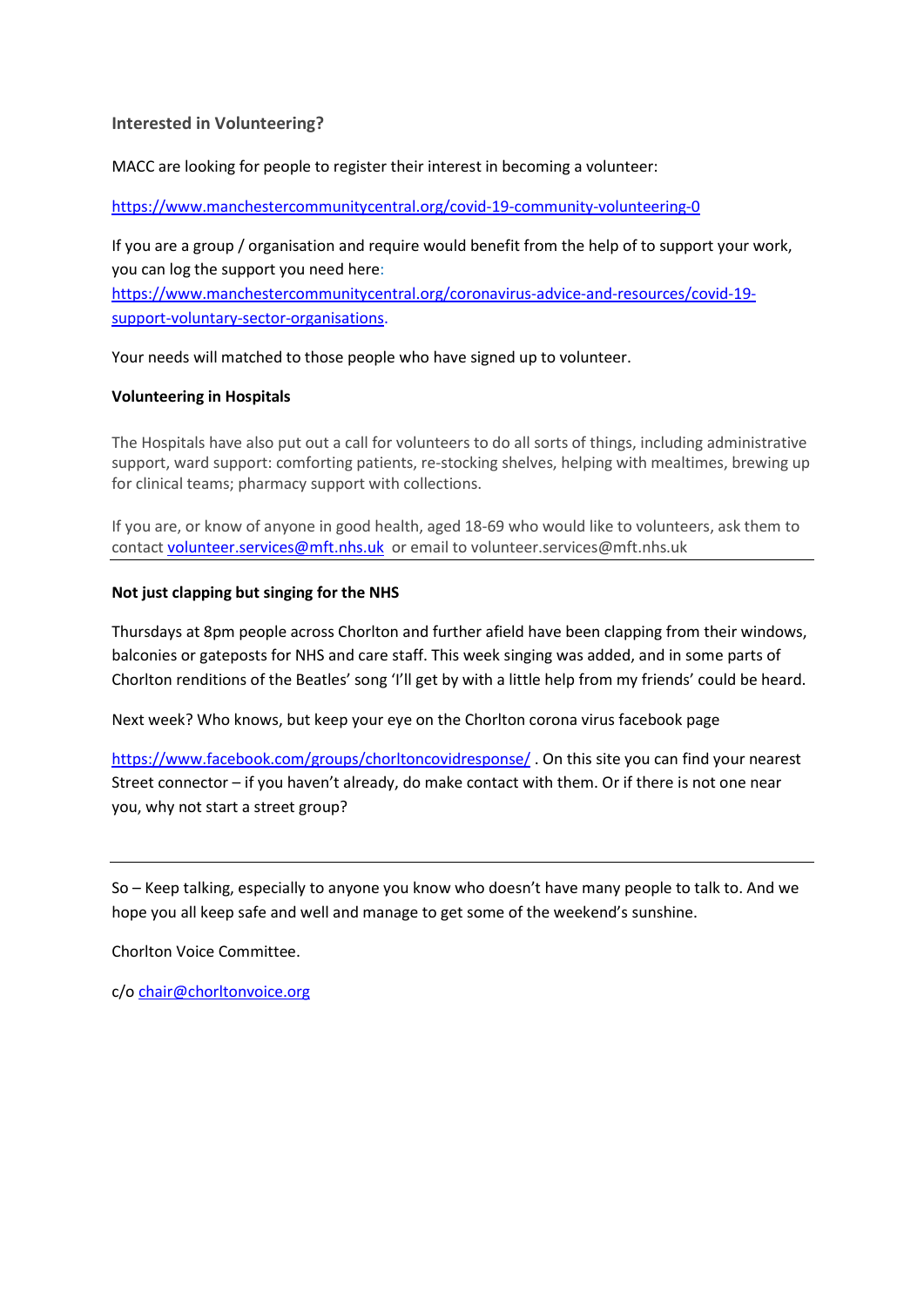### Interested in Volunteering?

MACC are looking for people to register their interest in becoming a volunteer:

https://www.manchestercommunitycentral.org/covid-19-community-volunteering-0

If you are a group / organisation and require would benefit from the help of to support your work, you can log the support you need here: https://www.manchestercommunitycentral.org/coronavirus-advice-and-resources/covid-19-support-voluntary-sector-organisations.

Your needs will matched to those people who have signed up to volunteer.

**Volunteering in Hospitals**

The Hospitals have also put out a call for volunteers to do all sorts of things, including administrative support, ward support: comforting patients, re-stocking shelves, helping with mealtimes, brewing up for clinical teams; pharmacy support with collections.

If you are, or know of anyone in good health, aged 18-69 who would like to volunteers, ask them to contact volunteer.services@mft.nhs.uk or email to volunteer.services@mft.nhs.uk

---

**Not just clapping but singing for the NHS**

Thursdays at 8pm people across Chorlton and further afield have been clapping from their windows, balconies or gateposts for NHS and care staff. This week singing was added, and in some parts of Chorlton renditions of the Beatles' song 'I'll get by with a little help from my friends' could be heard.

Next week? Who knows, but keep your eye on the Chorlton corona virus facebook page

https://www.facebook.com/groups/chorltoncovidresponse/ . On this site you can find your nearest Street connector – if you haven't already, do make contact with them. Or if there is not one near you, why not start a street group?

---

So – Keep talking, especially to anyone you know who doesn't have many people to talk to. And we hope you all keep safe and well and manage to get some of the weekend's sunshine.

Chorlton Voice Committee.

c/o chair@chorltonvoice.org